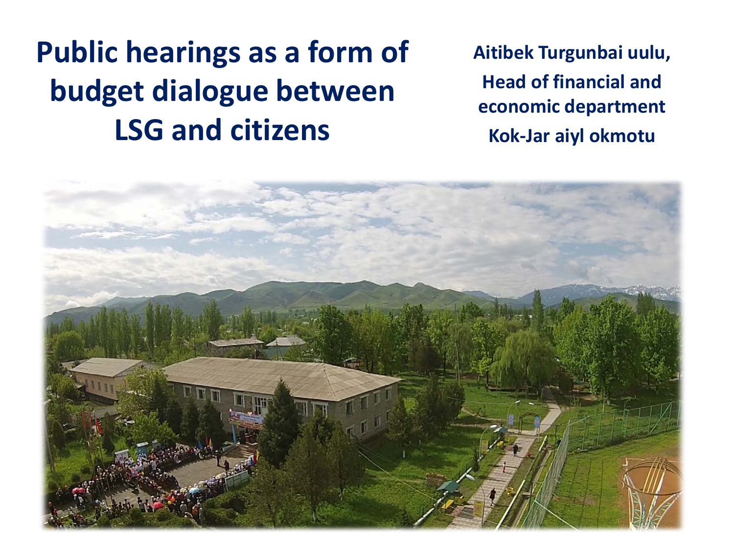# Public hearings as a form of budget dialogue between LSG and citizens

**Aitibek Turgunbai uulu,**
**Head of financial and economic department**
**Kok-Jar aiyl okmotu**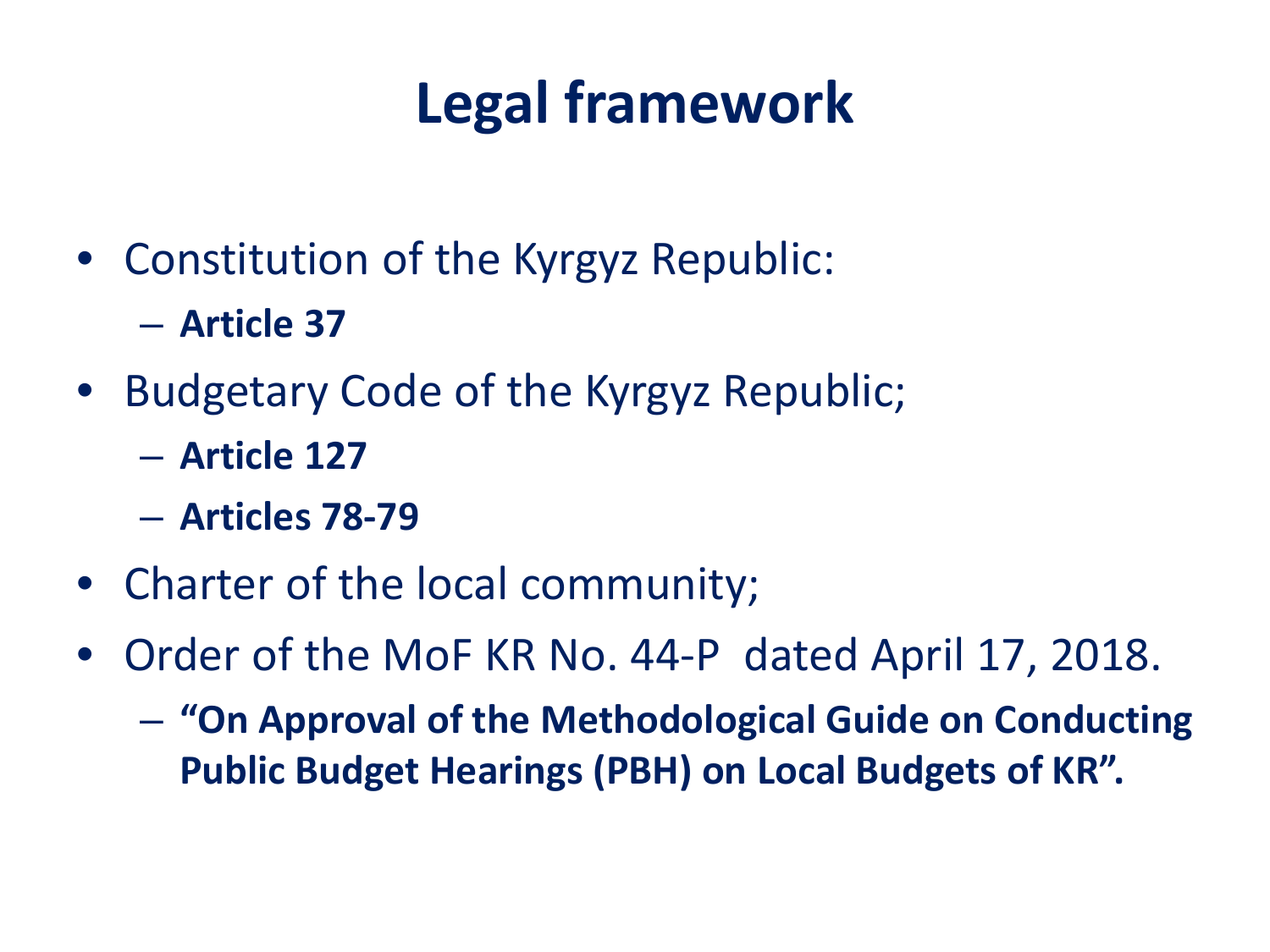# Legal framework

- Constitution of the Kyrgyz Republic:
  - **Article 37**
- Budgetary Code of the Kyrgyz Republic;
  - **Article 127**
  - **Articles 78-79**
- Charter of the local community;
- Order of the MoF KR No. 44-P dated April 17, 2018.
  - **"On Approval of the Methodological Guide on Conducting Public Budget Hearings (PBH) on Local Budgets of KR".**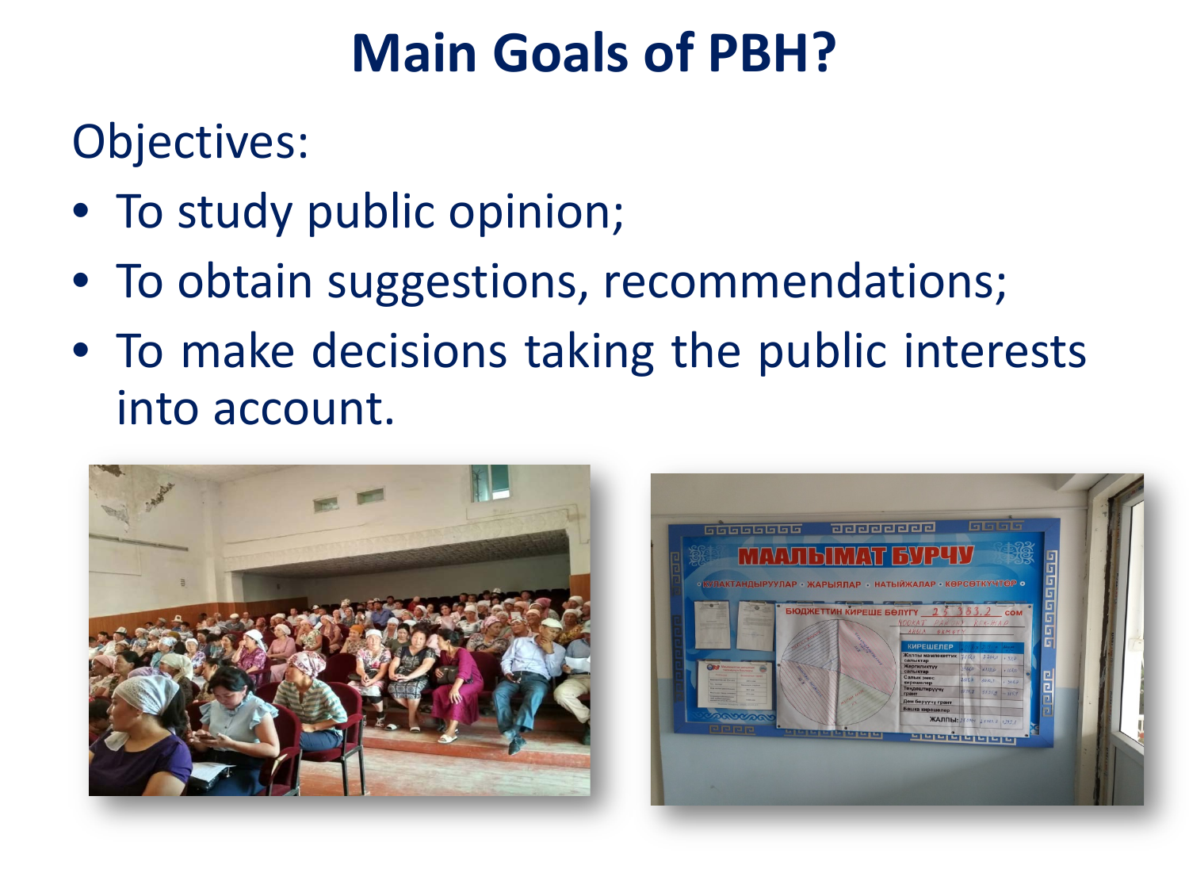# Main Goals of PBH?

Objectives:

- To study public opinion;
- To obtain suggestions, recommendations;
- To make decisions taking the public interests into account.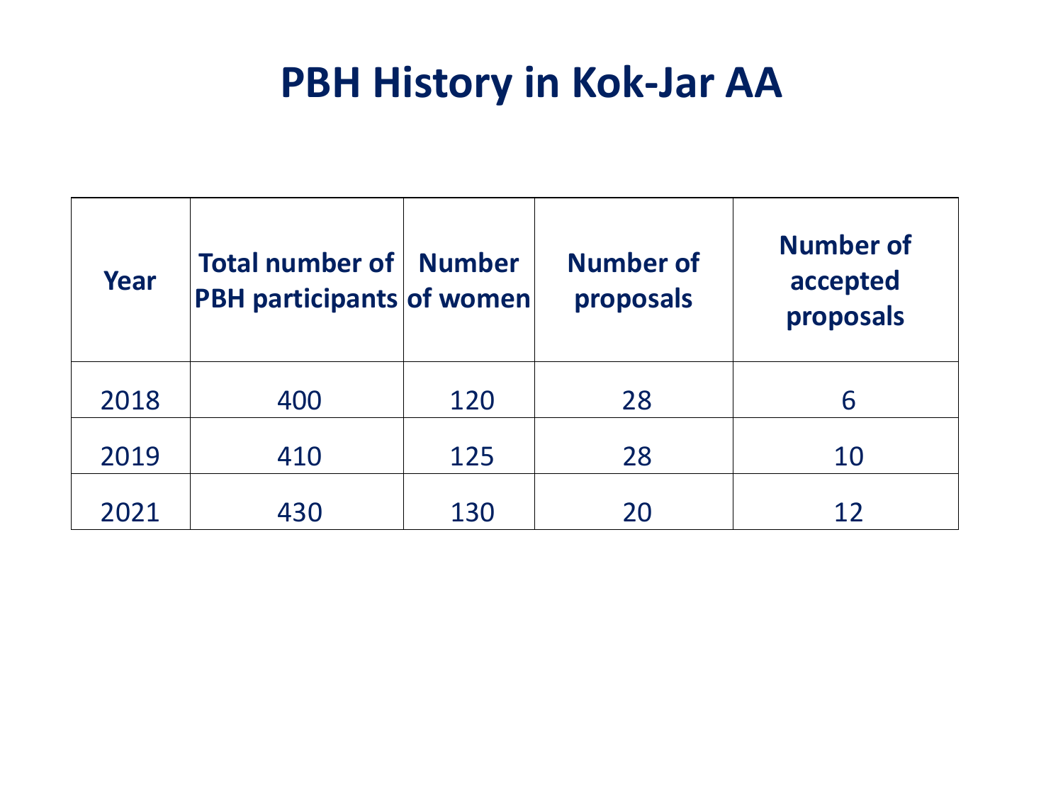# PBH History in Kok-Jar AA

| Year | Total number of PBH participants | Number of women | Number of proposals | Number of accepted proposals |
|---|---|---|---|---|
| 2018 | 400 | 120 | 28 | 6 |
| 2019 | 410 | 125 | 28 | 10 |
| 2021 | 430 | 130 | 20 | 12 |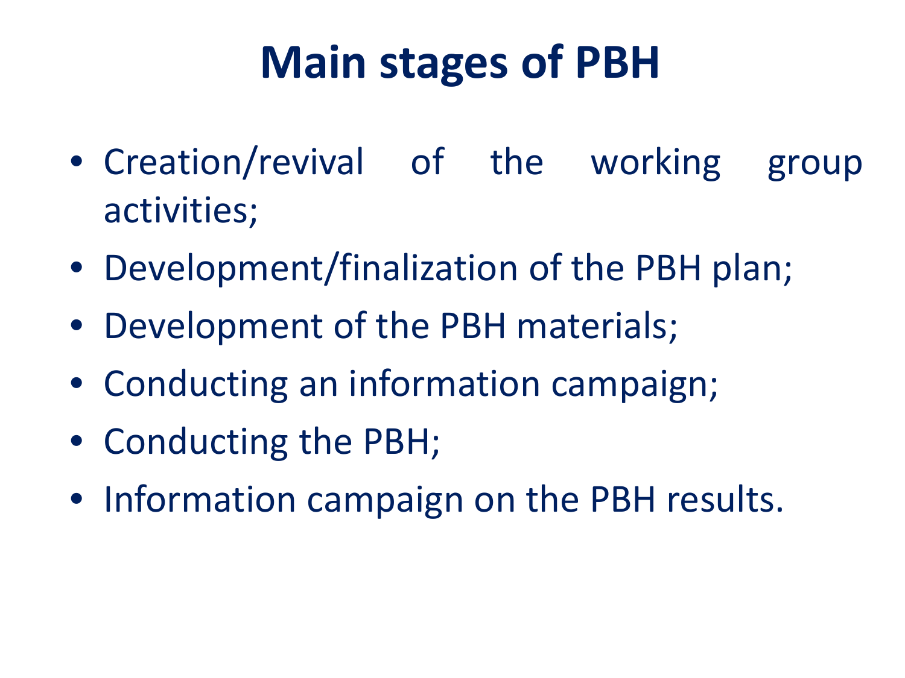# Main stages of PBH

- Creation/revival of the working group activities;
- Development/finalization of the PBH plan;
- Development of the PBH materials;
- Conducting an information campaign;
- Conducting the PBH;
- Information campaign on the PBH results.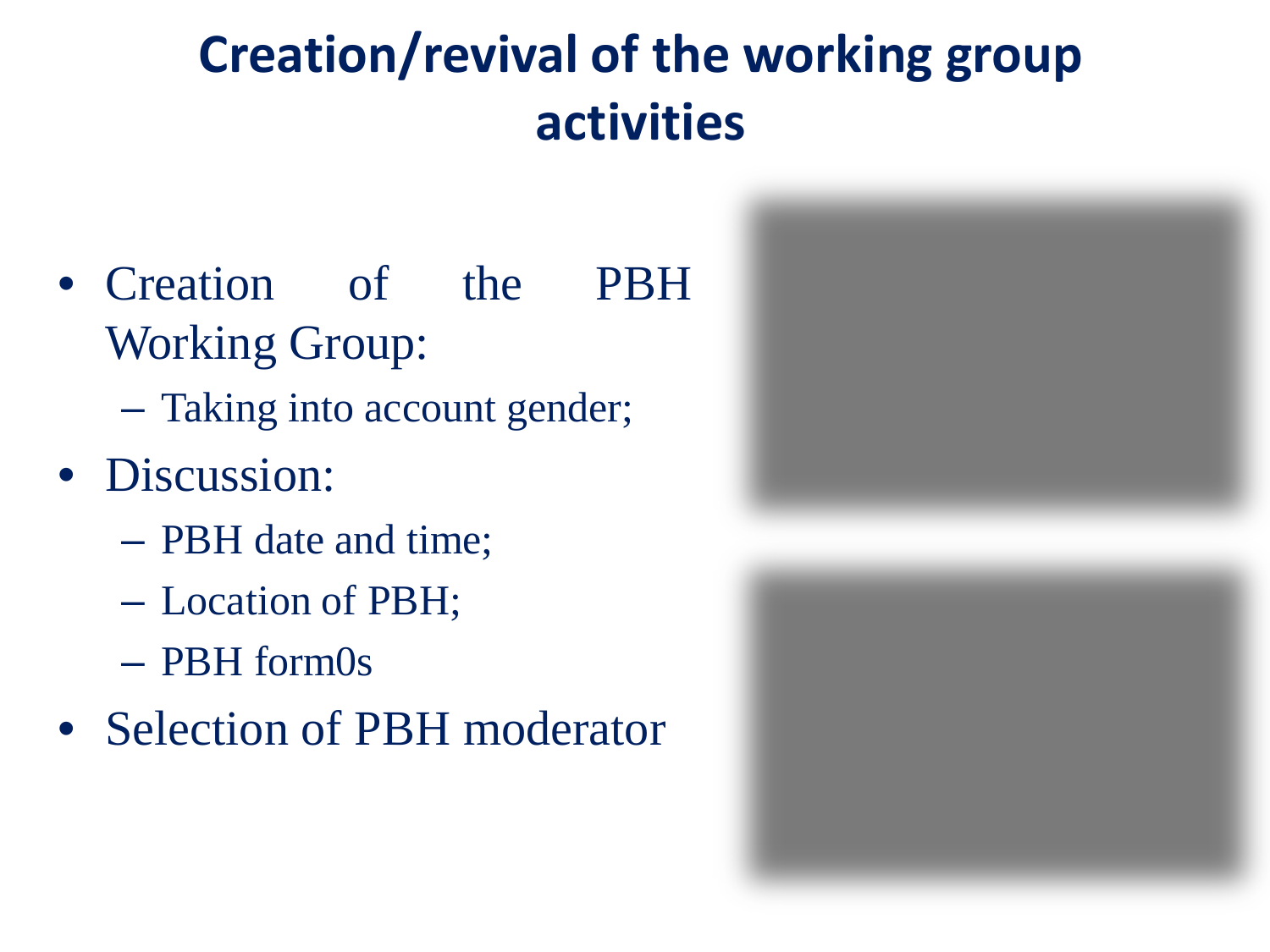# Creation/revival of the working group activities

- Creation of the PBH Working Group:
  - Taking into account gender;
- Discussion:
  - PBH date and time;
  - Location of PBH;
  - PBH form0s
- Selection of PBH moderator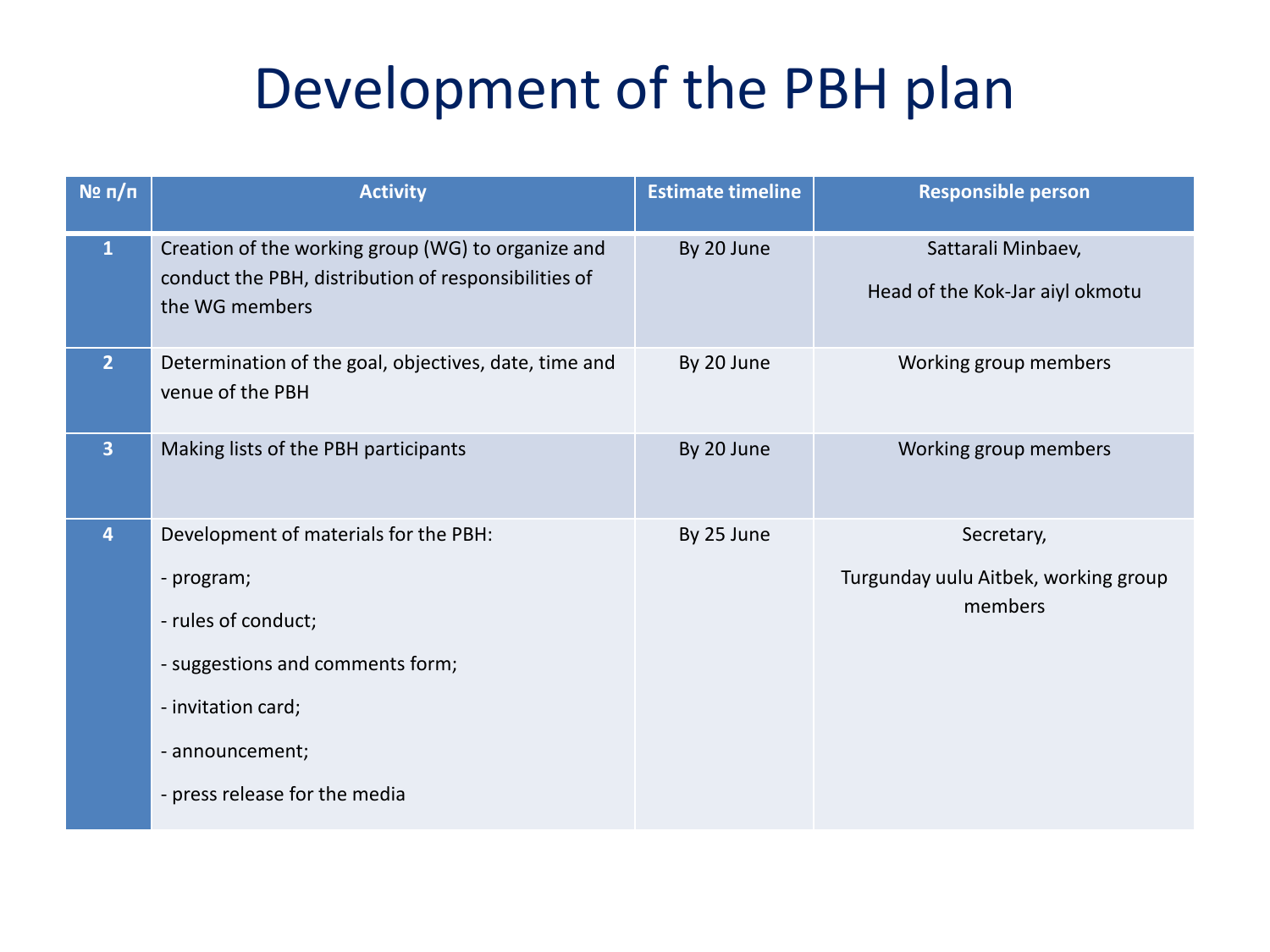# Development of the PBH plan

| № п/п | Activity | Estimate timeline | Responsible person |
|---|---|---|---|
| 1 | Creation of the working group (WG) to organize and conduct the PBH, distribution of responsibilities of the WG members | By 20 June | Sattarali Minbaev, Head of the Kok-Jar aiyl okmotu |
| 2 | Determination of the goal, objectives, date, time and venue of the PBH | By 20 June | Working group members |
| 3 | Making lists of the PBH participants | By 20 June | Working group members |
| 4 | Development of materials for the PBH:<br>- program;<br>- rules of conduct;<br>- suggestions and comments form;<br>- invitation card;<br>- announcement;<br>- press release for the media | By 25 June | Secretary, Turgunday uulu Aitbek, working group members |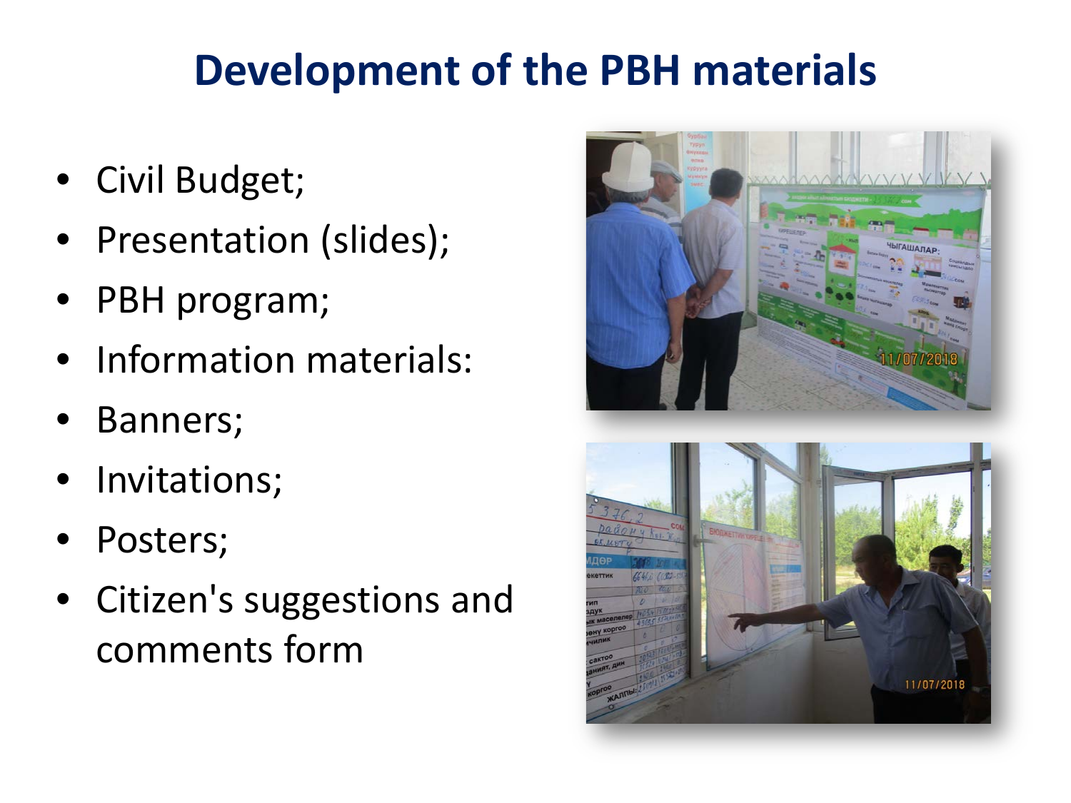# Development of the PBH materials

- Civil Budget;
- Presentation (slides);
- PBH program;
- Information materials:
- Banners;
- Invitations;
- Posters;
- Citizen's suggestions and comments form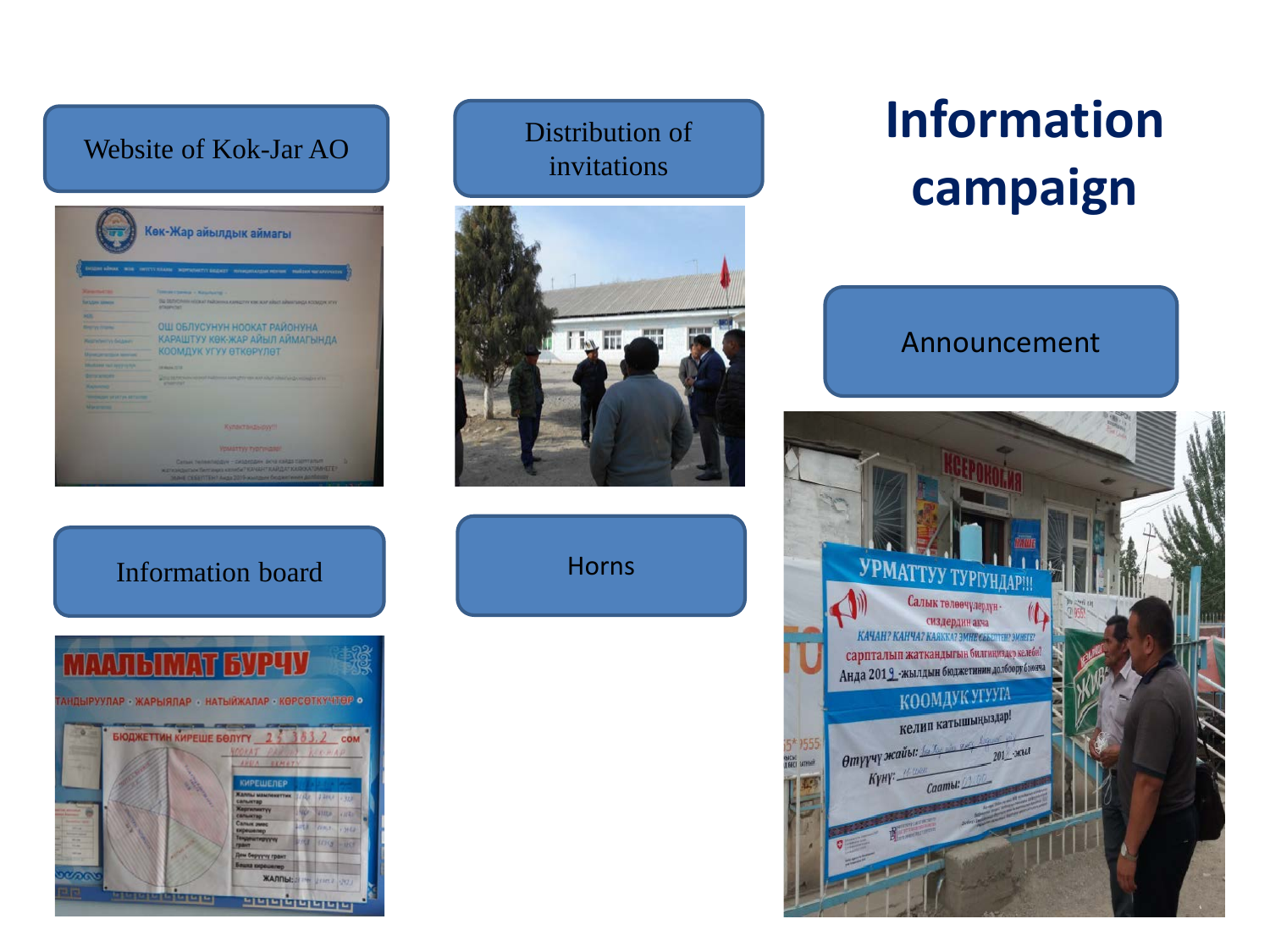# Information campaign

Website of Kok-Jar AO

Distribution of invitations

Announcement

Information board

Horns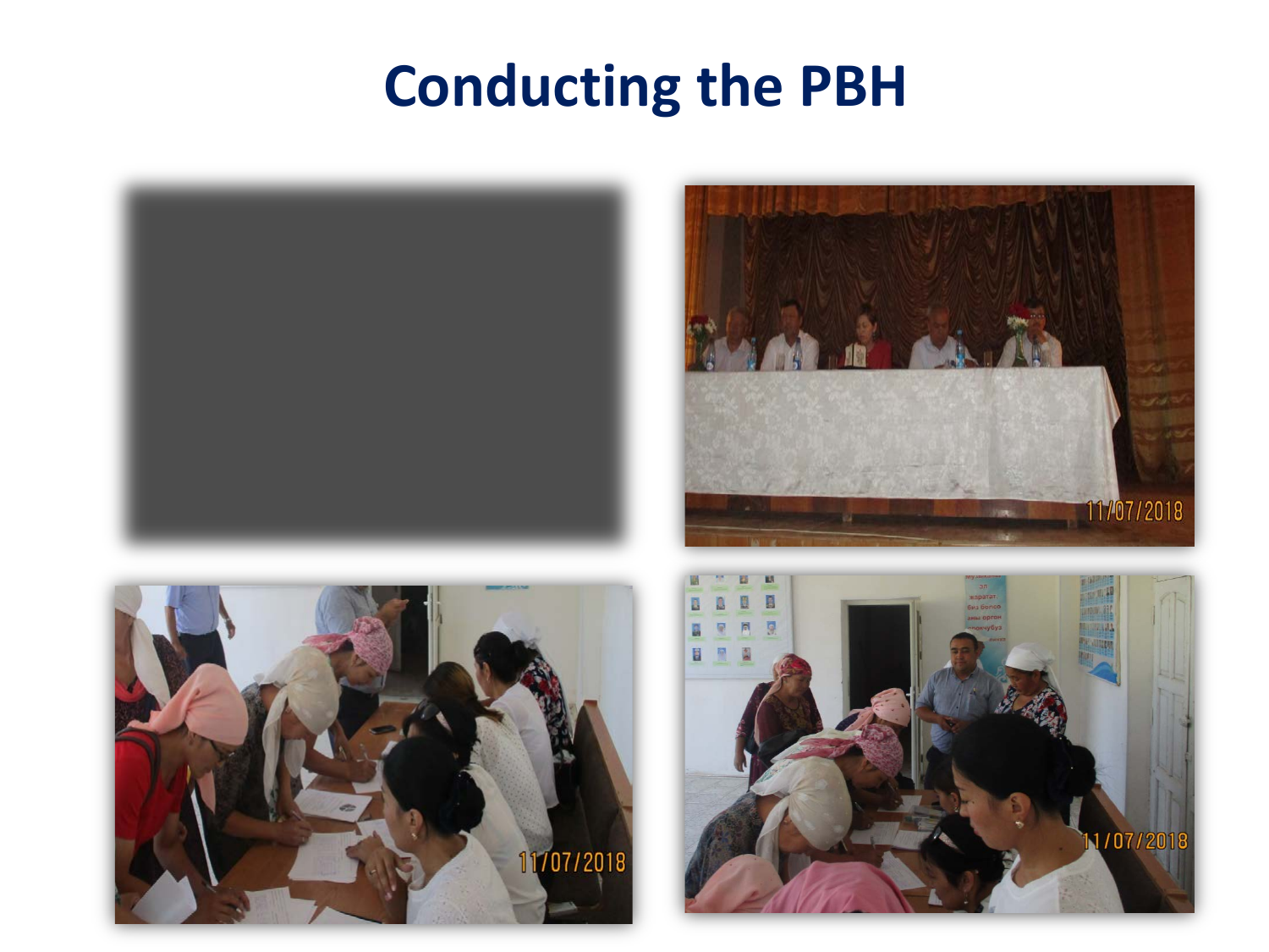# Conducting the PBH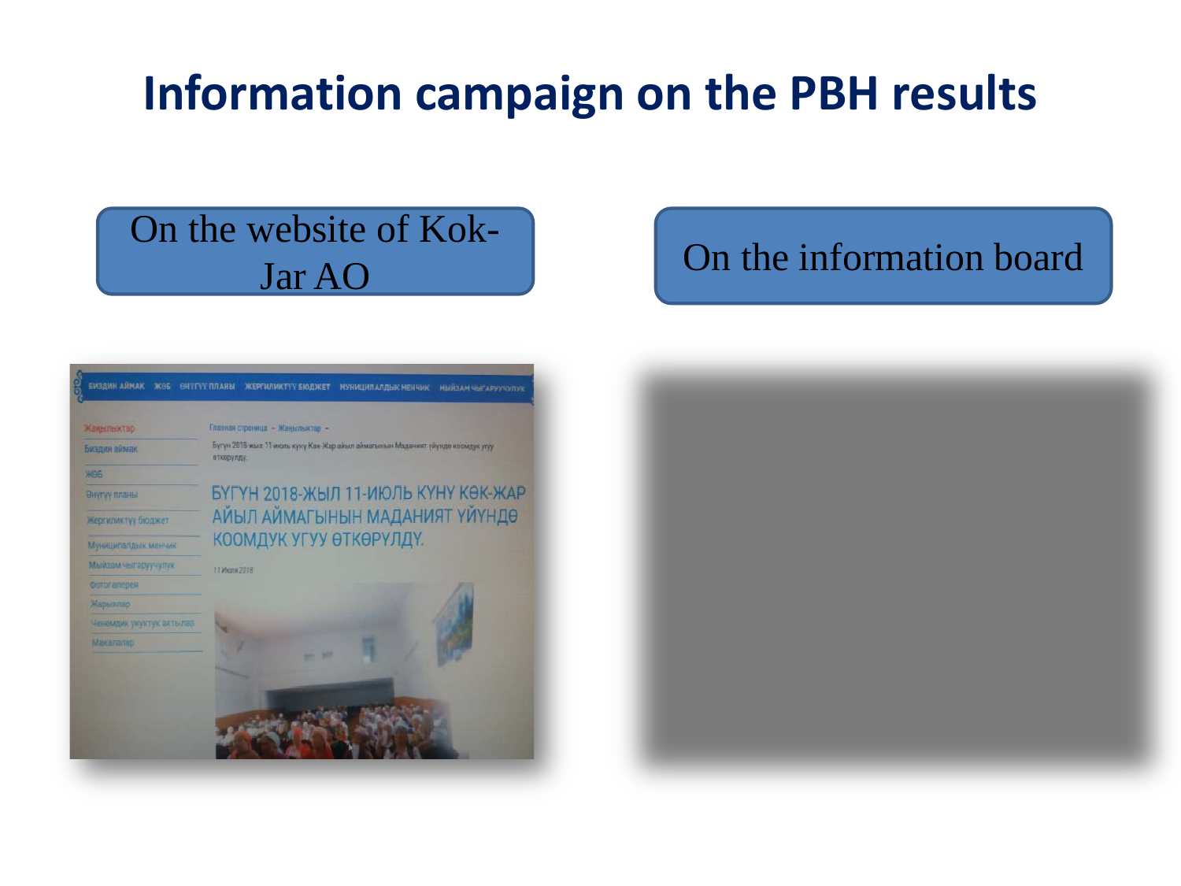# Information campaign on the PBH results

On the website of Kok-Jar AO

On the information board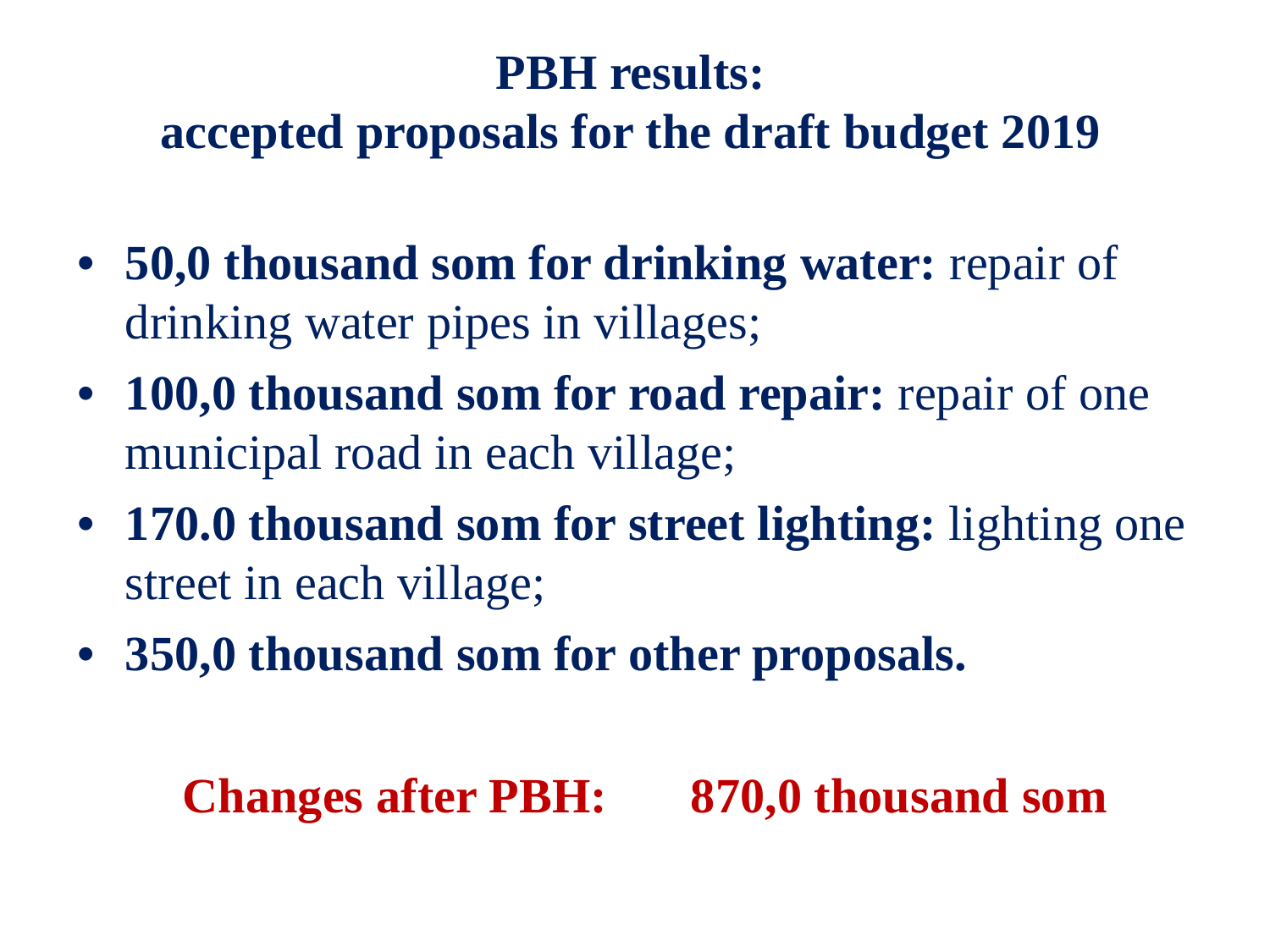# PBH results:
# accepted proposals for the draft budget 2019

- **50,0 thousand som for drinking water:** repair of drinking water pipes in villages;
- **100,0 thousand som for road repair:** repair of one municipal road in each village;
- **170.0 thousand som for street lighting:** lighting one street in each village;
- **350,0 thousand som for other proposals.**

**Changes after PBH: 870,0 thousand som**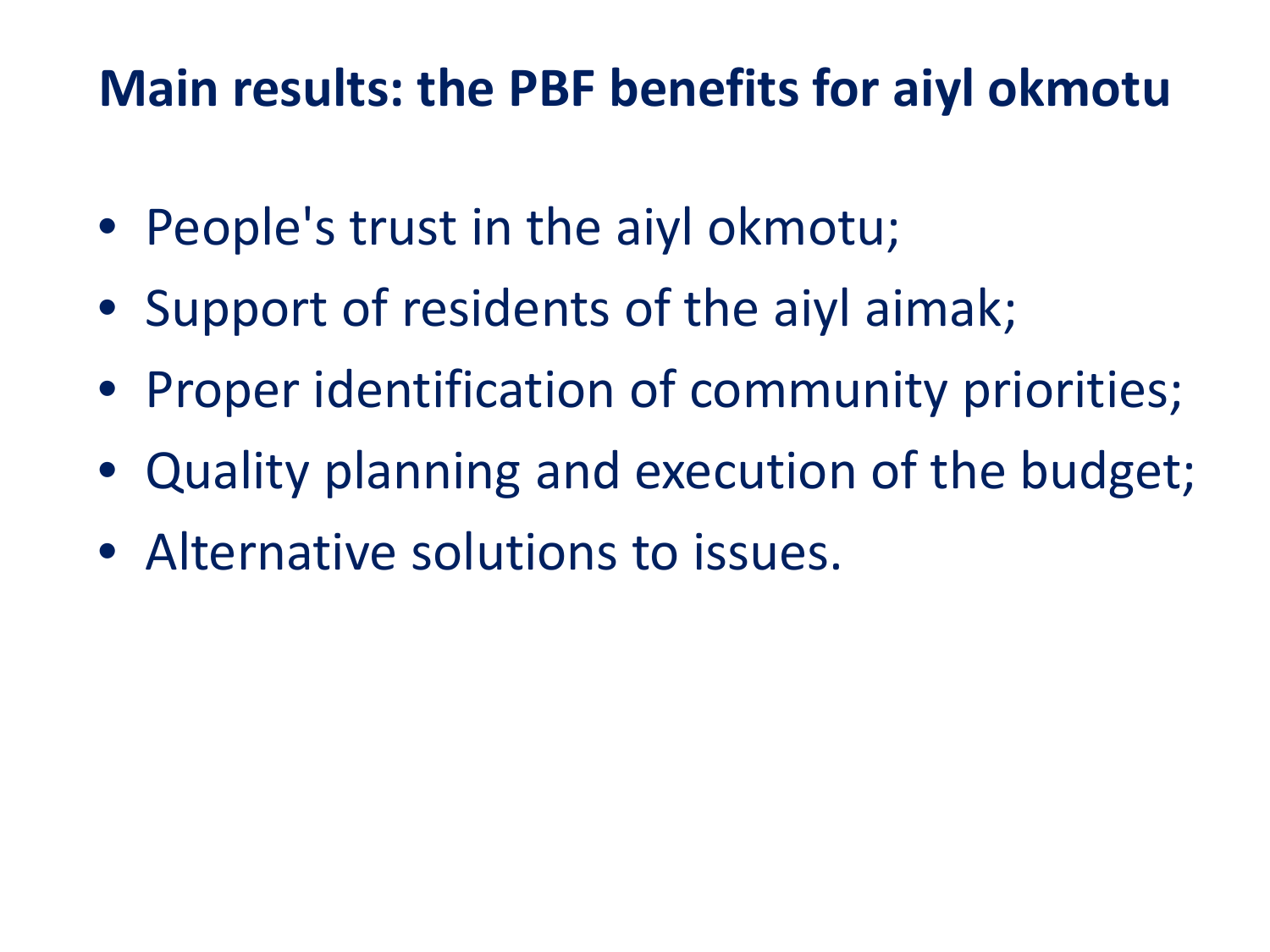# Main results: the PBF benefits for aiyl okmotu

- People's trust in the aiyl okmotu;
- Support of residents of the aiyl aimak;
- Proper identification of community priorities;
- Quality planning and execution of the budget;
- Alternative solutions to issues.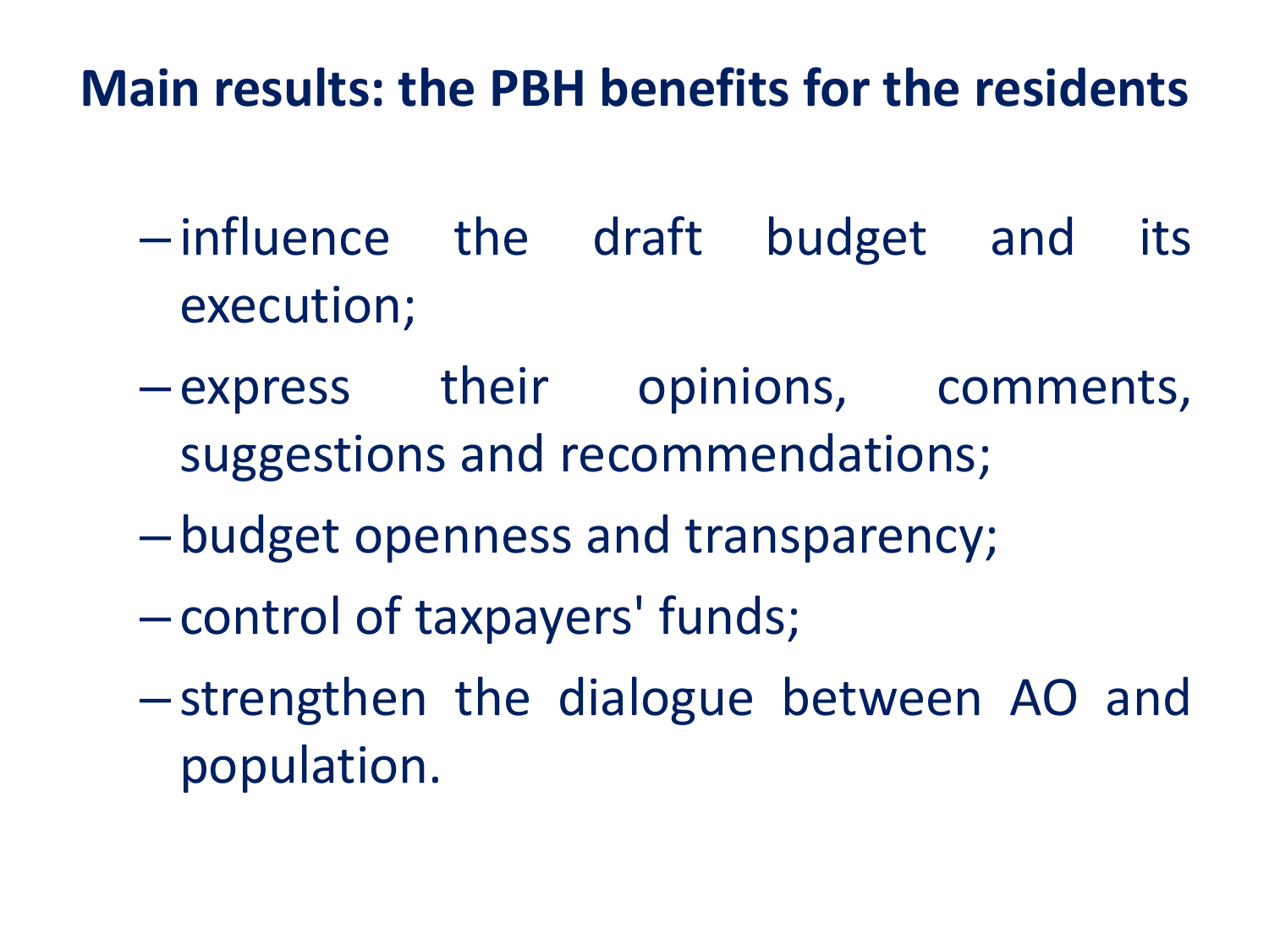# Main results: the PBH benefits for the residents

- influence the draft budget and its execution;
- express their opinions, comments, suggestions and recommendations;
- budget openness and transparency;
- control of taxpayers' funds;
- strengthen the dialogue between AO and population.